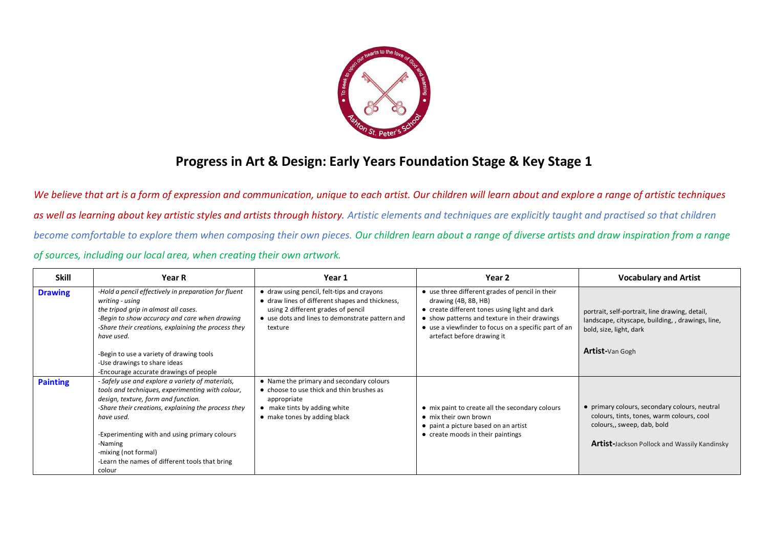# Progress in Art & Design: Early Years Foundation Stage & Key Stage 1

*We believe that art is a form of expression and communication, unique to each artist. Our children will learn about and explore a range of artistic techniques as well as learning about key artistic styles and artists through history. Artistic elements and techniques are explicitly taught and practised so that children become comfortable to explore them when composing their own pieces. Our children learn about a range of diverse artists and draw inspiration from a range of sources, including our local area, when creating their own artwork.*

| Skill | Year R | Year 1 | Year 2 | Vocabulary and Artist |
|---|---|---|---|---|
| **Drawing** | *-Hold a pencil effectively in preparation for fluent writing - using the tripod grip in almost all cases.*<br>*-Begin to show accuracy and care when drawing*<br>*-Share their creations, explaining the process they have used.*<br><br>-Begin to use a variety of drawing tools<br>-Use drawings to share ideas<br>-Encourage accurate drawings of people | • draw using pencil, felt-tips and crayons<br>• draw lines of different shapes and thickness, using 2 different grades of pencil<br>• use dots and lines to demonstrate pattern and texture | • use three different grades of pencil in their drawing (4B, 8B, HB)<br>• create different tones using light and dark<br>• show patterns and texture in their drawings<br>• use a viewfinder to focus on a specific part of an artefact before drawing it | portrait, self-portrait, line drawing, detail, landscape, cityscape, building, , drawings, line, bold, size, light, dark<br><br>**Artist-**Van Gogh |
| **Painting** | *- Safely use and explore a variety of materials, tools and techniques, experimenting with colour, design, texture, form and function.*<br>*-Share their creations, explaining the process they have used.*<br><br>-Experimenting with and using primary colours<br>-Naming<br>-mixing (not formal)<br>-Learn the names of different tools that bring colour | • Name the primary and secondary colours<br>• choose to use thick and thin brushes as appropriate<br>• make tints by adding white<br>• make tones by adding black | • mix paint to create all the secondary colours<br>• mix their own brown<br>• paint a picture based on an artist<br>• create moods in their paintings | • primary colours, secondary colours, neutral colours, tints, tones, warm colours, cool colours,, sweep, dab, bold<br><br>**Artist-**Jackson Pollock and Wassily Kandinsky |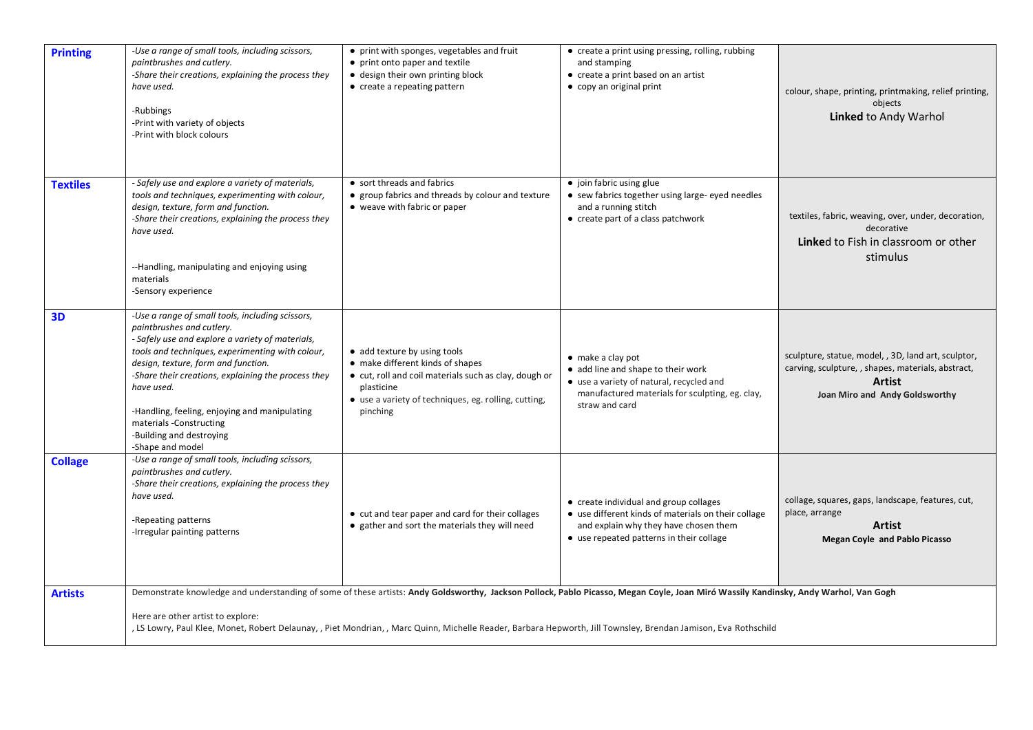| | | | | |
|---|---|---|---|---|
| **Printing** | *-Use a range of small tools, including scissors, paintbrushes and cutlery.*<br>*-Share their creations, explaining the process they have used.*<br><br>-Rubbings<br>-Print with variety of objects<br>-Print with block colours | • print with sponges, vegetables and fruit<br>• print onto paper and textile<br>• design their own printing block<br>• create a repeating pattern | • create a print using pressing, rolling, rubbing and stamping<br>• create a print based on an artist<br>• copy an original print | colour, shape, printing, printmaking, relief printing, objects<br>**Linked** to Andy Warhol |
| **Textiles** | *- Safely use and explore a variety of materials, tools and techniques, experimenting with colour, design, texture, form and function.*<br>*-Share their creations, explaining the process they have used.*<br><br>--Handling, manipulating and enjoying using materials<br>-Sensory experience | • sort threads and fabrics<br>• group fabrics and threads by colour and texture<br>• weave with fabric or paper | • join fabric using glue<br>• sew fabrics together using large- eyed needles and a running stitch<br>• create part of a class patchwork | textiles, fabric, weaving, over, under, decoration, decorative<br>**Linke**d to Fish in classroom or other stimulus |
| **3D** | *-Use a range of small tools, including scissors, paintbrushes and cutlery.*<br>*- Safely use and explore a variety of materials, tools and techniques, experimenting with colour, design, texture, form and function.*<br>*-Share their creations, explaining the process they have used.*<br><br>-Handling, feeling, enjoying and manipulating materials -Constructing<br>-Building and destroying<br>-Shape and model | • add texture by using tools<br>• make different kinds of shapes<br>• cut, roll and coil materials such as clay, dough or plasticine<br>• use a variety of techniques, eg. rolling, cutting, pinching | • make a clay pot<br>• add line and shape to their work<br>• use a variety of natural, recycled and manufactured materials for sculpting, eg. clay, straw and card | sculpture, statue, model, , 3D, land art, sculptor, carving, sculpture, , shapes, materials, abstract,<br>**Artist**<br>**Joan Miro and Andy Goldsworthy** |
| **Collage** | *-Use a range of small tools, including scissors, paintbrushes and cutlery.*<br>*-Share their creations, explaining the process they have used.*<br><br>-Repeating patterns<br>-Irregular painting patterns | • cut and tear paper and card for their collages<br>• gather and sort the materials they will need | • create individual and group collages<br>• use different kinds of materials on their collage and explain why they have chosen them<br>• use repeated patterns in their collage | collage, squares, gaps, landscape, features, cut, place, arrange<br>**Artist**<br>**Megan Coyle and Pablo Picasso** |
| **Artists** | Demonstrate knowledge and understanding of some of these artists: **Andy Goldsworthy, Jackson Pollock, Pablo Picasso, Megan Coyle, Joan Miró Wassily Kandinsky, Andy Warhol, Van Gogh**<br><br>Here are other artist to explore:<br>, LS Lowry, Paul Klee, Monet, Robert Delaunay, , Piet Mondrian, , Marc Quinn, Michelle Reader, Barbara Hepworth, Jill Townsley, Brendan Jamison, Eva Rothschild | | | |